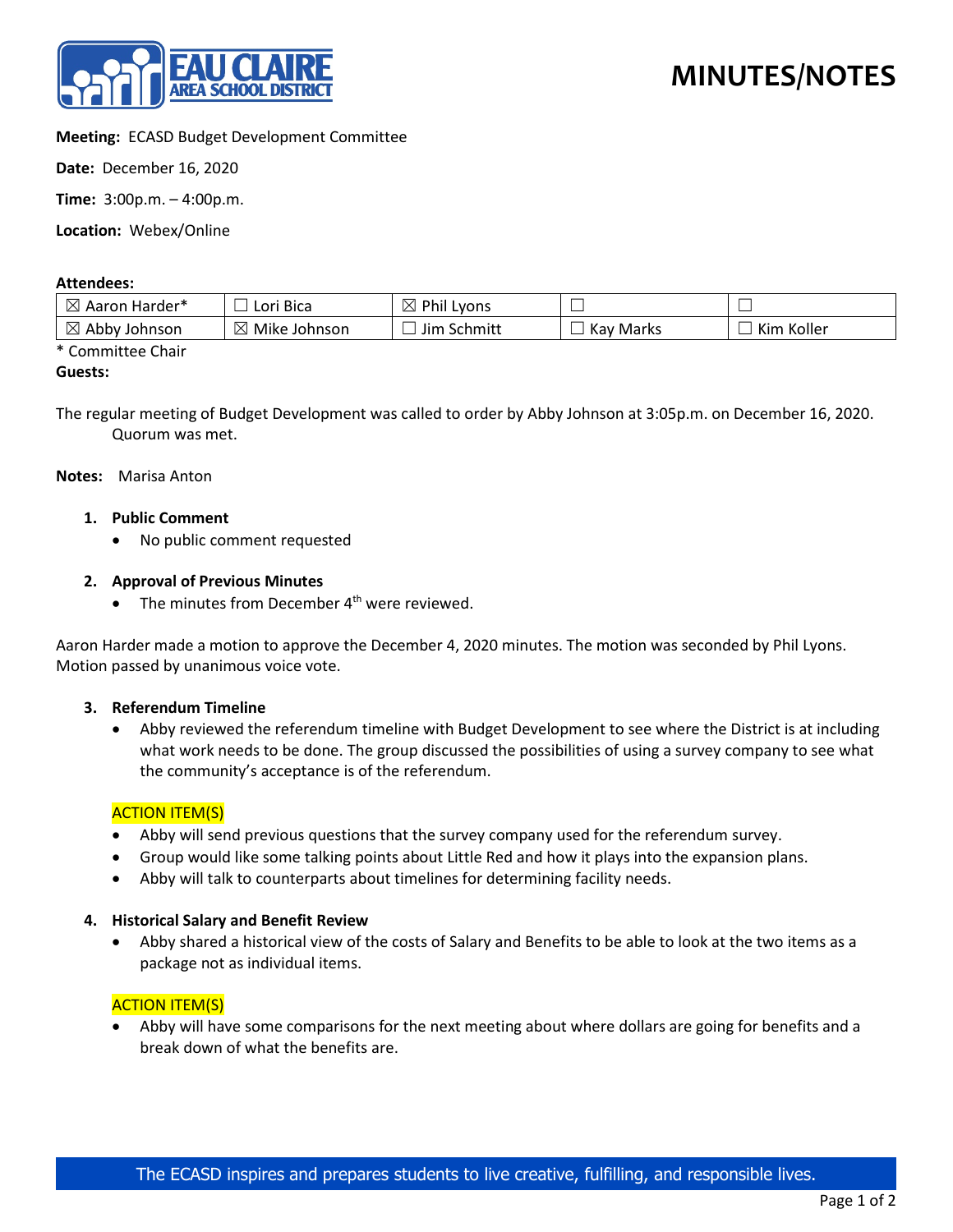# MINUTES/NOTES

**Meeting:** ECASD Budget Development Committee

**Date:** December 16, 2020

**Time:** 3:00p.m. – 4:00p.m.

**Location:** Webex/Online

**Attendees:**

| | | | | |
|---|---|---|---|---|
| ☒ Aaron Harder* | ☐ Lori Bica | ☒ Phil Lyons | ☐ | ☐ |
| ☒ Abby Johnson | ☒ Mike Johnson | ☐ Jim Schmitt | ☐ Kay Marks | ☐ Kim Koller |

\* Committee Chair

**Guests:**

The regular meeting of Budget Development was called to order by Abby Johnson at 3:05p.m. on December 16, 2020. Quorum was met.

**Notes:** Marisa Anton

1. **Public Comment**
   - No public comment requested

2. **Approval of Previous Minutes**
   - The minutes from December 4th were reviewed.

Aaron Harder made a motion to approve the December 4, 2020 minutes. The motion was seconded by Phil Lyons. Motion passed by unanimous voice vote.

3. **Referendum Timeline**
   - Abby reviewed the referendum timeline with Budget Development to see where the District is at including what work needs to be done. The group discussed the possibilities of using a survey company to see what the community's acceptance is of the referendum.

   ACTION ITEM(S)
   - Abby will send previous questions that the survey company used for the referendum survey.
   - Group would like some talking points about Little Red and how it plays into the expansion plans.
   - Abby will talk to counterparts about timelines for determining facility needs.

4. **Historical Salary and Benefit Review**
   - Abby shared a historical view of the costs of Salary and Benefits to be able to look at the two items as a package not as individual items.

   ACTION ITEM(S)
   - Abby will have some comparisons for the next meeting about where dollars are going for benefits and a break down of what the benefits are.

The ECASD inspires and prepares students to live creative, fulfilling, and responsible lives.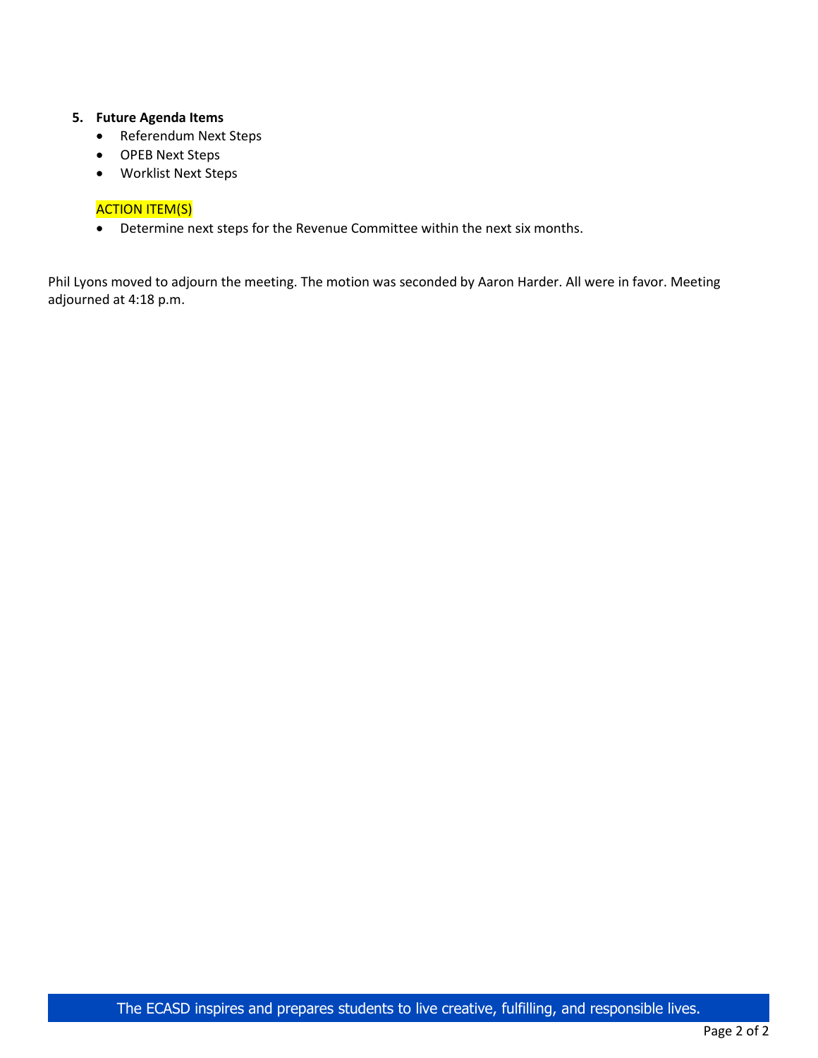5. **Future Agenda Items**
   - Referendum Next Steps
   - OPEB Next Steps
   - Worklist Next Steps

   ACTION ITEM(S)
   - Determine next steps for the Revenue Committee within the next six months.

Phil Lyons moved to adjourn the meeting. The motion was seconded by Aaron Harder. All were in favor. Meeting adjourned at 4:18 p.m.

The ECASD inspires and prepares students to live creative, fulfilling, and responsible lives.